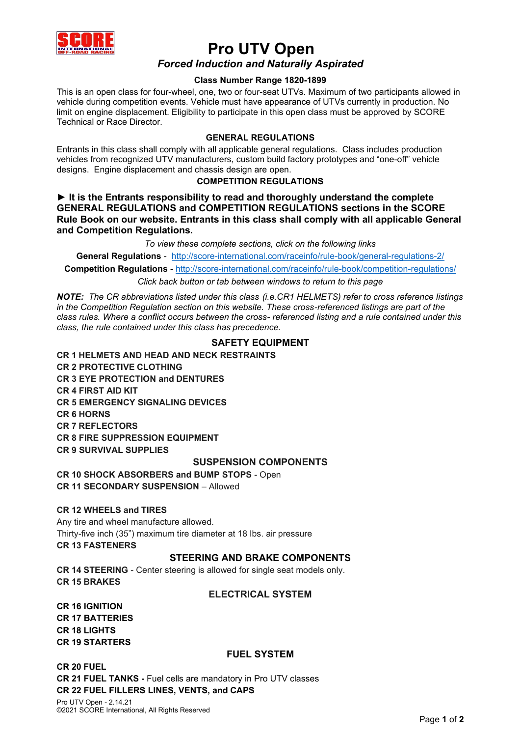# Pro UTV Open

### *Forced Induction and Naturally Aspirated*

**Class Number Range 1820-1899**

This is an open class for four-wheel, one, two or four-seat UTVs. Maximum of two participants allowed in vehicle during competition events. Vehicle must have appearance of UTVs currently in production. No limit on engine displacement. Eligibility to participate in this open class must be approved by SCORE Technical or Race Director.

## GENERAL REGULATIONS

Entrants in this class shall comply with all applicable general regulations. Class includes production vehicles from recognized UTV manufacturers, custom build factory prototypes and "one-off" vehicle designs. Engine displacement and chassis design are open.

## COMPETITION REGULATIONS

**► It is the Entrants responsibility to read and thoroughly understand the complete GENERAL REGULATIONS and COMPETITION REGULATIONS sections in the SCORE Rule Book on our website. Entrants in this class shall comply with all applicable General and Competition Regulations.**

*To view these complete sections, click on the following links*

**General Regulations** - http://score-international.com/raceinfo/rule-book/general-regulations-2/

**Competition Regulations** - http://score-international.com/raceinfo/rule-book/competition-regulations/

*Click back button or tab between windows to return to this page*

***NOTE:*** *The CR abbreviations listed under this class (i.e.CR1 HELMETS) refer to cross reference listings in the Competition Regulation section on this website. These cross-referenced listings are part of the class rules. Where a conflict occurs between the cross- referenced listing and a rule contained under this class, the rule contained under this class has precedence.*

## SAFETY EQUIPMENT

**CR 1 HELMETS AND HEAD AND NECK RESTRAINTS**
**CR 2 PROTECTIVE CLOTHING**
**CR 3 EYE PROTECTION and DENTURES**
**CR 4 FIRST AID KIT**
**CR 5 EMERGENCY SIGNALING DEVICES**
**CR 6 HORNS**
**CR 7 REFLECTORS**
**CR 8 FIRE SUPPRESSION EQUIPMENT**
**CR 9 SURVIVAL SUPPLIES**

## SUSPENSION COMPONENTS

**CR 10 SHOCK ABSORBERS and BUMP STOPS** - Open
**CR 11 SECONDARY SUSPENSION** – Allowed

**CR 12 WHEELS and TIRES**
Any tire and wheel manufacture allowed.
Thirty-five inch (35") maximum tire diameter at 18 lbs. air pressure
**CR 13 FASTENERS**

## STEERING AND BRAKE COMPONENTS

**CR 14 STEERING** - Center steering is allowed for single seat models only.
**CR 15 BRAKES**

## ELECTRICAL SYSTEM

**CR 16 IGNITION**
**CR 17 BATTERIES**
**CR 18 LIGHTS**
**CR 19 STARTERS**

## FUEL SYSTEM

**CR 20 FUEL**
**CR 21 FUEL TANKS -** Fuel cells are mandatory in Pro UTV classes
**CR 22 FUEL FILLERS LINES, VENTS, and CAPS**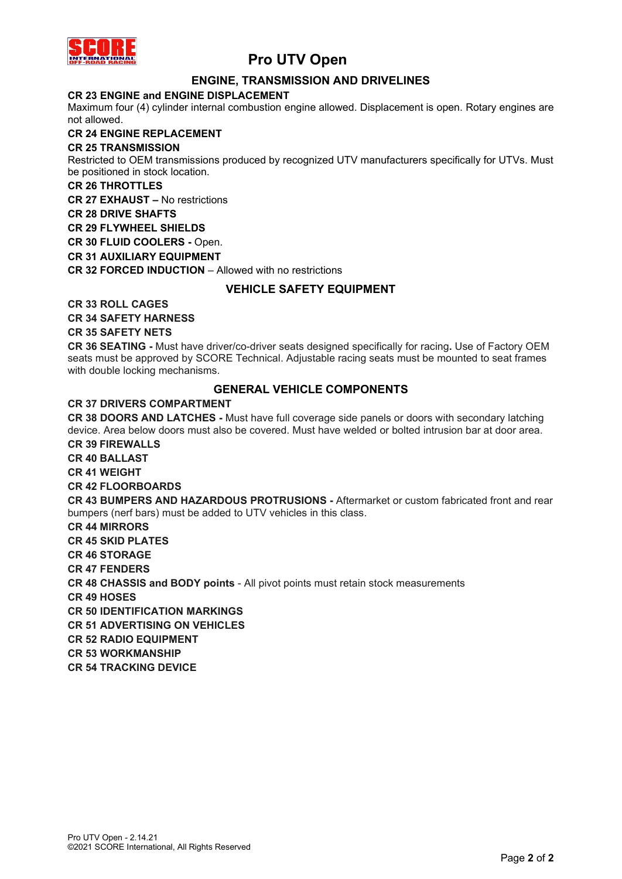# Pro UTV Open

## ENGINE, TRANSMISSION AND DRIVELINES

**CR 23 ENGINE and ENGINE DISPLACEMENT**
Maximum four (4) cylinder internal combustion engine allowed. Displacement is open. Rotary engines are not allowed.

**CR 24 ENGINE REPLACEMENT**

**CR 25 TRANSMISSION**
Restricted to OEM transmissions produced by recognized UTV manufacturers specifically for UTVs. Must be positioned in stock location.

**CR 26 THROTTLES**

**CR 27 EXHAUST –** No restrictions

**CR 28 DRIVE SHAFTS**

**CR 29 FLYWHEEL SHIELDS**

**CR 30 FLUID COOLERS -** Open.

**CR 31 AUXILIARY EQUIPMENT**

**CR 32 FORCED INDUCTION** – Allowed with no restrictions

## VEHICLE SAFETY EQUIPMENT

**CR 33 ROLL CAGES**

**CR 34 SAFETY HARNESS**

**CR 35 SAFETY NETS**

**CR 36 SEATING -** Must have driver/co-driver seats designed specifically for racing**.** Use of Factory OEM seats must be approved by SCORE Technical. Adjustable racing seats must be mounted to seat frames with double locking mechanisms.

## GENERAL VEHICLE COMPONENTS

**CR 37 DRIVERS COMPARTMENT**

**CR 38 DOORS AND LATCHES -** Must have full coverage side panels or doors with secondary latching device. Area below doors must also be covered. Must have welded or bolted intrusion bar at door area.

**CR 39 FIREWALLS**

**CR 40 BALLAST**

**CR 41 WEIGHT**

**CR 42 FLOORBOARDS**

**CR 43 BUMPERS AND HAZARDOUS PROTRUSIONS -** Aftermarket or custom fabricated front and rear bumpers (nerf bars) must be added to UTV vehicles in this class.

**CR 44 MIRRORS**

**CR 45 SKID PLATES**

**CR 46 STORAGE**

**CR 47 FENDERS**

**CR 48 CHASSIS and BODY points** - All pivot points must retain stock measurements

**CR 49 HOSES**

**CR 50 IDENTIFICATION MARKINGS**

**CR 51 ADVERTISING ON VEHICLES**

**CR 52 RADIO EQUIPMENT**

**CR 53 WORKMANSHIP**

**CR 54 TRACKING DEVICE**

Pro UTV Open - 2.14.21
©2021 SCORE International, All Rights Reserved